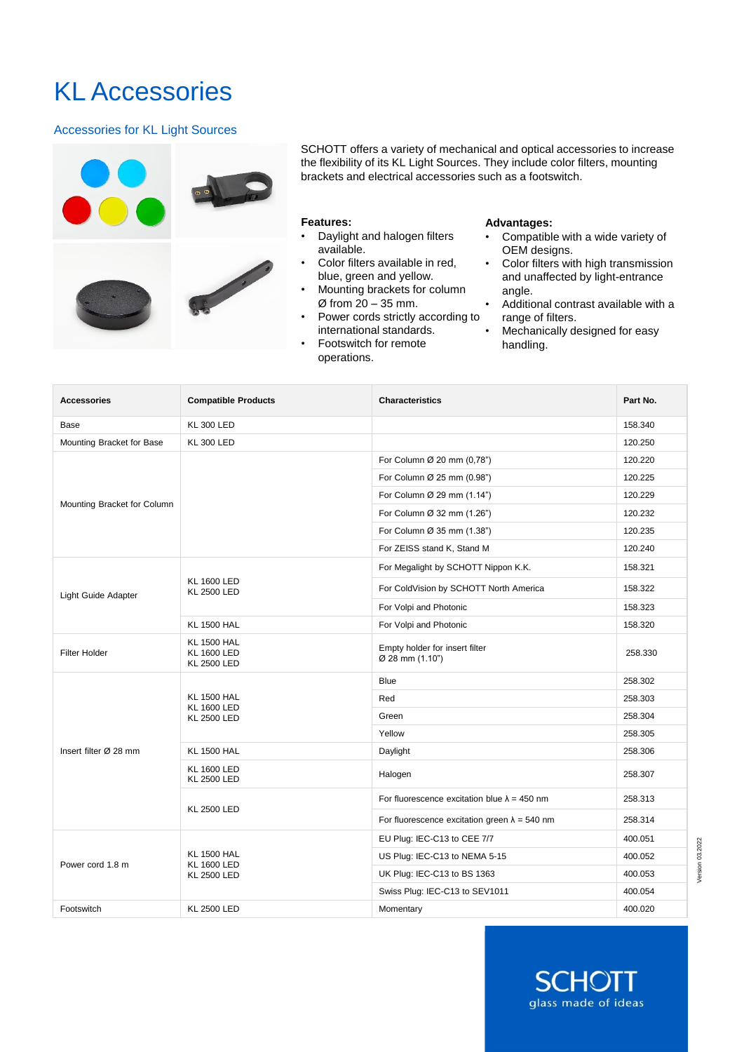# KL Accessories

## Accessories for KL Light Sources

SCHOTT offers a variety of mechanical and optical accessories to increase the flexibility of its KL Light Sources. They include color filters, mounting brackets and electrical accessories such as a footswitch.

**Features:**

- Daylight and halogen filters available.
- Color filters available in red, blue, green and yellow.
- Mounting brackets for column Ø from 20 – 35 mm.
- Power cords strictly according to international standards.
- Footswitch for remote operations.

**Advantages:**

- Compatible with a wide variety of OEM designs.
- Color filters with high transmission and unaffected by light-entrance angle.
- Additional contrast available with a range of filters.
- Mechanically designed for easy handling.

| Accessories | Compatible Products | Characteristics | Part No. |
|---|---|---|---|
| Base | KL 300 LED | | 158.340 |
| Mounting Bracket for Base | KL 300 LED | | 120.250 |
| Mounting Bracket for Column | | For Column Ø 20 mm (0,78") | 120.220 |
| | | For Column Ø 25 mm (0.98") | 120.225 |
| | | For Column Ø 29 mm (1.14") | 120.229 |
| | | For Column Ø 32 mm (1.26") | 120.232 |
| | | For Column Ø 35 mm (1.38") | 120.235 |
| | | For ZEISS stand K, Stand M | 120.240 |
| Light Guide Adapter | KL 1600 LED<br>KL 2500 LED | For Megalight by SCHOTT Nippon K.K. | 158.321 |
| | | For ColdVision by SCHOTT North America | 158.322 |
| | | For Volpi and Photonic | 158.323 |
| | KL 1500 HAL | For Volpi and Photonic | 158.320 |
| Filter Holder | KL 1500 HAL<br>KL 1600 LED<br>KL 2500 LED | Empty holder for insert filter<br>Ø 28 mm (1.10") | 258.330 |
| Insert filter Ø 28 mm | KL 1500 HAL<br>KL 1600 LED<br>KL 2500 LED | Blue | 258.302 |
| | | Red | 258.303 |
| | | Green | 258.304 |
| | | Yellow | 258.305 |
| | KL 1500 HAL | Daylight | 258.306 |
| | KL 1600 LED<br>KL 2500 LED | Halogen | 258.307 |
| | KL 2500 LED | For fluorescence excitation blue λ = 450 nm | 258.313 |
| | | For fluorescence excitation green λ = 540 nm | 258.314 |
| Power cord 1.8 m | KL 1500 HAL<br>KL 1600 LED<br>KL 2500 LED | EU Plug: IEC-C13 to CEE 7/7 | 400.051 |
| | | US Plug: IEC-C13 to NEMA 5-15 | 400.052 |
| | | UK Plug: IEC-C13 to BS 1363 | 400.053 |
| | | Swiss Plug: IEC-C13 to SEV1011 | 400.054 |
| Footswitch | KL 2500 LED | Momentary | 400.020 |

Version 03.2022

SCHOTT
glass made of ideas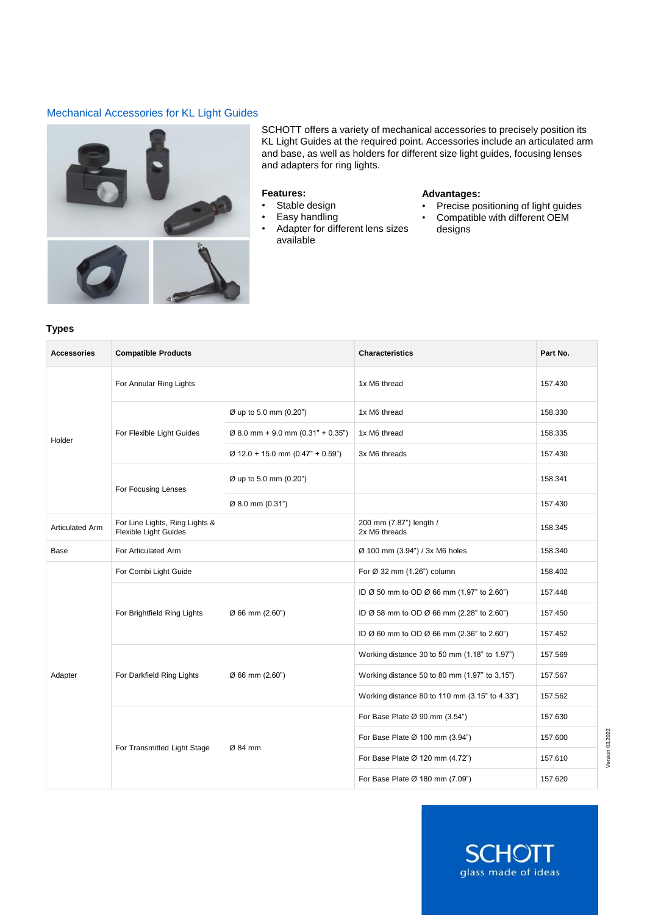## Mechanical Accessories for KL Light Guides

SCHOTT offers a variety of mechanical accessories to precisely position its KL Light Guides at the required point. Accessories include an articulated arm and base, as well as holders for different size light guides, focusing lenses and adapters for ring lights.

**Features:**

- Stable design
- Easy handling
- Adapter for different lens sizes available

**Advantages:**

- Precise positioning of light guides
- Compatible with different OEM designs

### Types

| Accessories | Compatible Products | | Characteristics | Part No. |
|---|---|---|---|---|
| Holder | For Annular Ring Lights | | 1x M6 thread | 157.430 |
| | For Flexible Light Guides | Ø up to 5.0 mm (0.20") | 1x M6 thread | 158.330 |
| | | Ø 8.0 mm + 9.0 mm (0.31" + 0.35") | 1x M6 thread | 158.335 |
| | | Ø 12.0 + 15.0 mm (0.47" + 0.59") | 3x M6 threads | 157.430 |
| | For Focusing Lenses | Ø up to 5.0 mm (0.20") | | 158.341 |
| | | Ø 8.0 mm (0.31") | | 157.430 |
| Articulated Arm | For Line Lights, Ring Lights & Flexible Light Guides | | 200 mm (7.87") length / 2x M6 threads | 158.345 |
| Base | For Articulated Arm | | Ø 100 mm (3.94") / 3x M6 holes | 158.340 |
| Adapter | For Combi Light Guide | | For Ø 32 mm (1.26") column | 158.402 |
| | For Brightfield Ring Lights | Ø 66 mm (2.60") | ID Ø 50 mm to OD Ø 66 mm (1.97" to 2.60") | 157.448 |
| | | | ID Ø 58 mm to OD Ø 66 mm (2.28" to 2.60") | 157.450 |
| | | | ID Ø 60 mm to OD Ø 66 mm (2.36" to 2.60") | 157.452 |
| | For Darkfield Ring Lights | Ø 66 mm (2.60") | Working distance 30 to 50 mm (1.18" to 1.97") | 157.569 |
| | | | Working distance 50 to 80 mm (1.97" to 3.15") | 157.567 |
| | | | Working distance 80 to 110 mm (3.15" to 4.33") | 157.562 |
| | For Transmitted Light Stage | Ø 84 mm | For Base Plate Ø 90 mm (3.54") | 157.630 |
| | | | For Base Plate Ø 100 mm (3.94") | 157.600 |
| | | | For Base Plate Ø 120 mm (4.72") | 157.610 |
| | | | For Base Plate Ø 180 mm (7.09") | 157.620 |

Version 03.2022

SCHOTT
glass made of ideas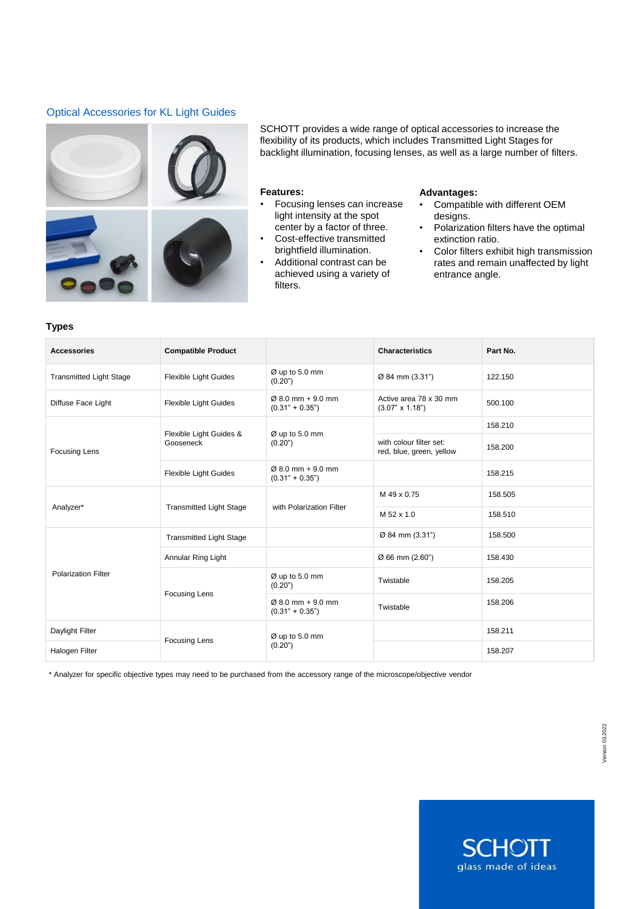## Optical Accessories for KL Light Guides

SCHOTT provides a wide range of optical accessories to increase the flexibility of its products, which includes Transmitted Light Stages for backlight illumination, focusing lenses, as well as a large number of filters.

**Features:**

- Focusing lenses can increase light intensity at the spot center by a factor of three.
- Cost-effective transmitted brightfield illumination.
- Additional contrast can be achieved using a variety of filters.

**Advantages:**

- Compatible with different OEM designs.
- Polarization filters have the optimal extinction ratio.
- Color filters exhibit high transmission rates and remain unaffected by light entrance angle.

### Types

| Accessories | Compatible Product | | Characteristics | Part No. |
|---|---|---|---|---|
| Transmitted Light Stage | Flexible Light Guides | Ø up to 5.0 mm (0.20") | Ø 84 mm (3.31") | 122.150 |
| Diffuse Face Light | Flexible Light Guides | Ø 8.0 mm + 9.0 mm (0.31" + 0.35") | Active area 78 x 30 mm (3.07" x 1.18") | 500.100 |
| Focusing Lens | Flexible Light Guides & Gooseneck | Ø up to 5.0 mm (0.20") | | 158.210 |
| | | | with colour filter set: red, blue, green, yellow | 158.200 |
| | Flexible Light Guides | Ø 8.0 mm + 9.0 mm (0.31" + 0.35") | | 158.215 |
| Analyzer* | Transmitted Light Stage | with Polarization Filter | M 49 x 0.75 | 158.505 |
| | | | M 52 x 1.0 | 158.510 |
| Polarization Filter | Transmitted Light Stage | | Ø 84 mm (3.31") | 158.500 |
| | Annular Ring Light | | Ø 66 mm (2.60") | 158.430 |
| | Focusing Lens | Ø up to 5.0 mm (0.20") | Twistable | 158.205 |
| | | Ø 8.0 mm + 9.0 mm (0.31" + 0.35") | Twistable | 158.206 |
| Daylight Filter | Focusing Lens | Ø up to 5.0 mm (0.20") | | 158.211 |
| Halogen Filter | | | | 158.207 |

\* Analyzer for specific objective types may need to be purchased from the accessory range of the microscope/objective vendor

Version 03.2022

SCHOTT
glass made of ideas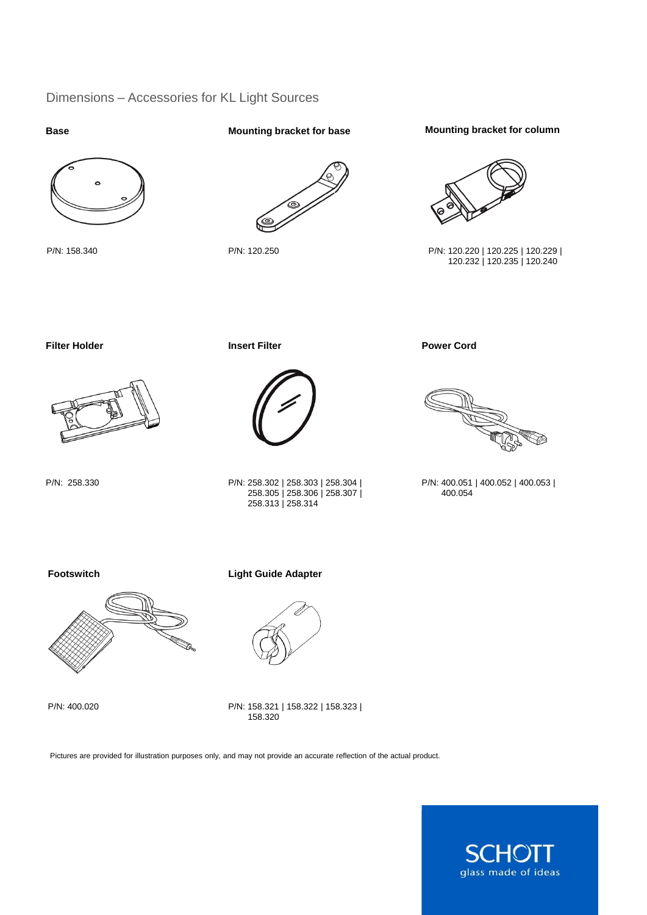# Dimensions – Accessories for KL Light Sources

**Base**

P/N: 158.340

**Mounting bracket for base**

P/N: 120.250

**Mounting bracket for column**

P/N: 120.220 | 120.225 | 120.229 | 120.232 | 120.235 | 120.240

**Filter Holder**

P/N: 258.330

**Insert Filter**

P/N: 258.302 | 258.303 | 258.304 | 258.305 | 258.306 | 258.307 | 258.313 | 258.314

**Power Cord**

P/N: 400.051 | 400.052 | 400.053 | 400.054

**Footswitch**

P/N: 400.020

**Light Guide Adapter**

P/N: 158.321 | 158.322 | 158.323 | 158.320

Pictures are provided for illustration purposes only, and may not provide an accurate reflection of the actual product.

SCHOTT
glass made of ideas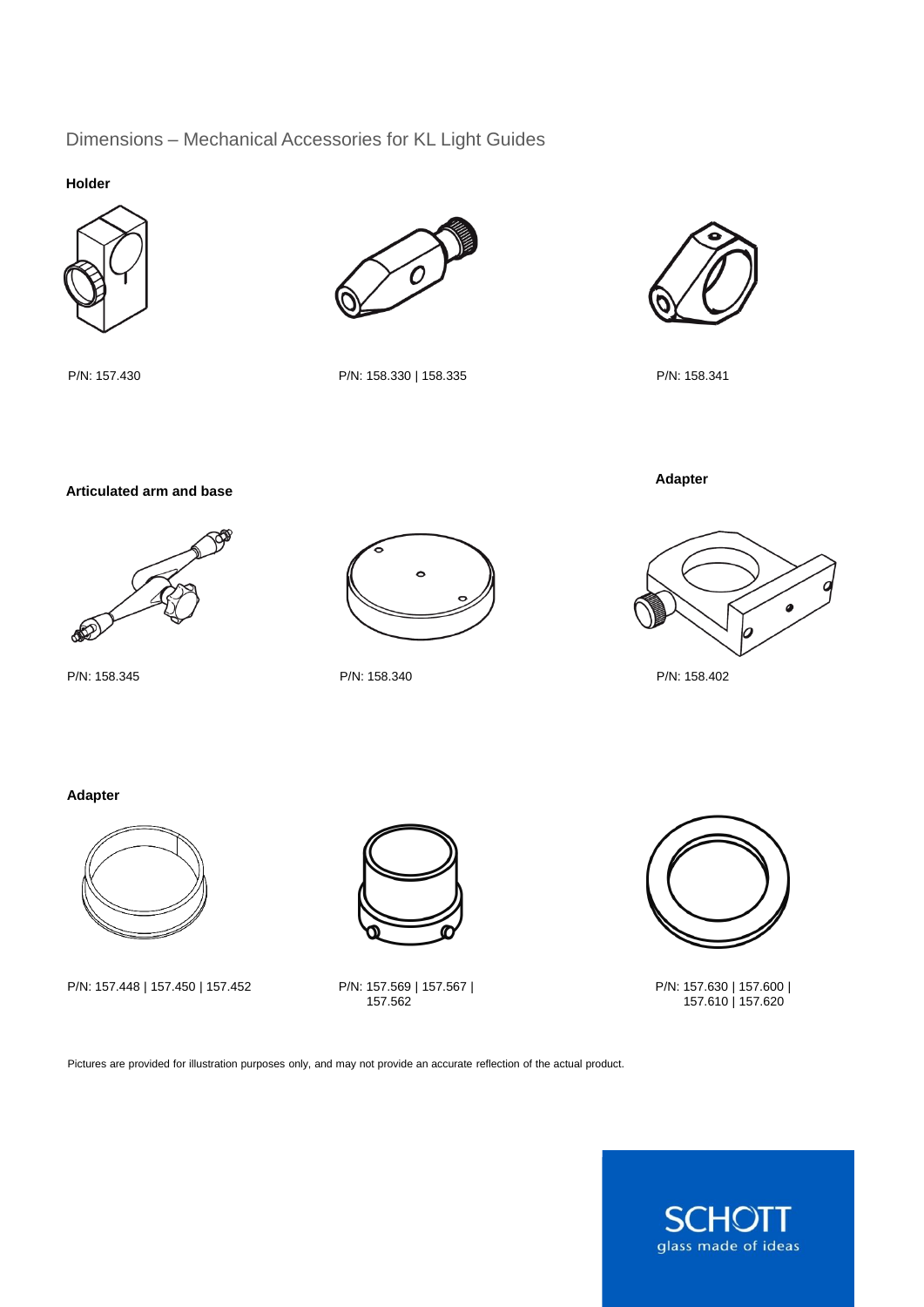# Dimensions – Mechanical Accessories for KL Light Guides

**Holder**

P/N: 157.430

P/N: 158.330 | 158.335

P/N: 158.341

**Articulated arm and base**

P/N: 158.345

P/N: 158.340

**Adapter**

P/N: 158.402

**Adapter**

P/N: 157.448 | 157.450 | 157.452

P/N: 157.569 | 157.567 | 157.562

P/N: 157.630 | 157.600 | 157.610 | 157.620

Pictures are provided for illustration purposes only, and may not provide an accurate reflection of the actual product.

SCHOTT
glass made of ideas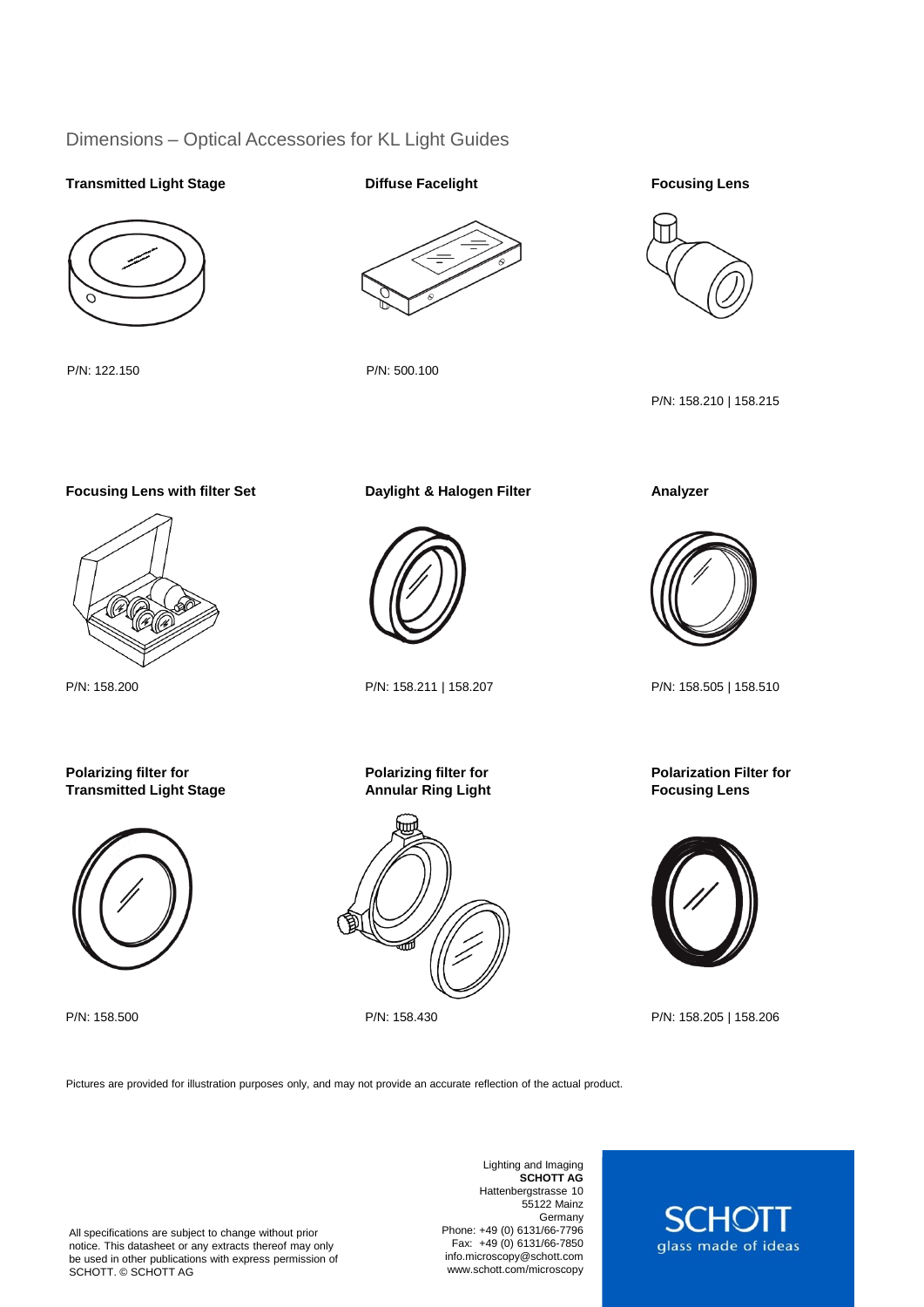# Dimensions – Optical Accessories for KL Light Guides

**Transmitted Light Stage**

P/N: 122.150

**Diffuse Facelight**

P/N: 500.100

**Focusing Lens**

P/N: 158.210 | 158.215

**Focusing Lens with filter Set**

P/N: 158.200

**Daylight & Halogen Filter**

P/N: 158.211 | 158.207

**Analyzer**

P/N: 158.505 | 158.510

**Polarizing filter for Transmitted Light Stage**

P/N: 158.500

**Polarizing filter for Annular Ring Light**

P/N: 158.430

**Polarization Filter for Focusing Lens**

P/N: 158.205 | 158.206

Pictures are provided for illustration purposes only, and may not provide an accurate reflection of the actual product.

All specifications are subject to change without prior notice. This datasheet or any extracts thereof may only be used in other publications with express permission of SCHOTT. © SCHOTT AG

Lighting and Imaging
**SCHOTT AG**
Hattenbergstrasse 10
55122 Mainz
Germany
Phone: +49 (0) 6131/66-7796
Fax: +49 (0) 6131/66-7850
info.microscopy@schott.com
www.schott.com/microscopy

SCHOTT
glass made of ideas